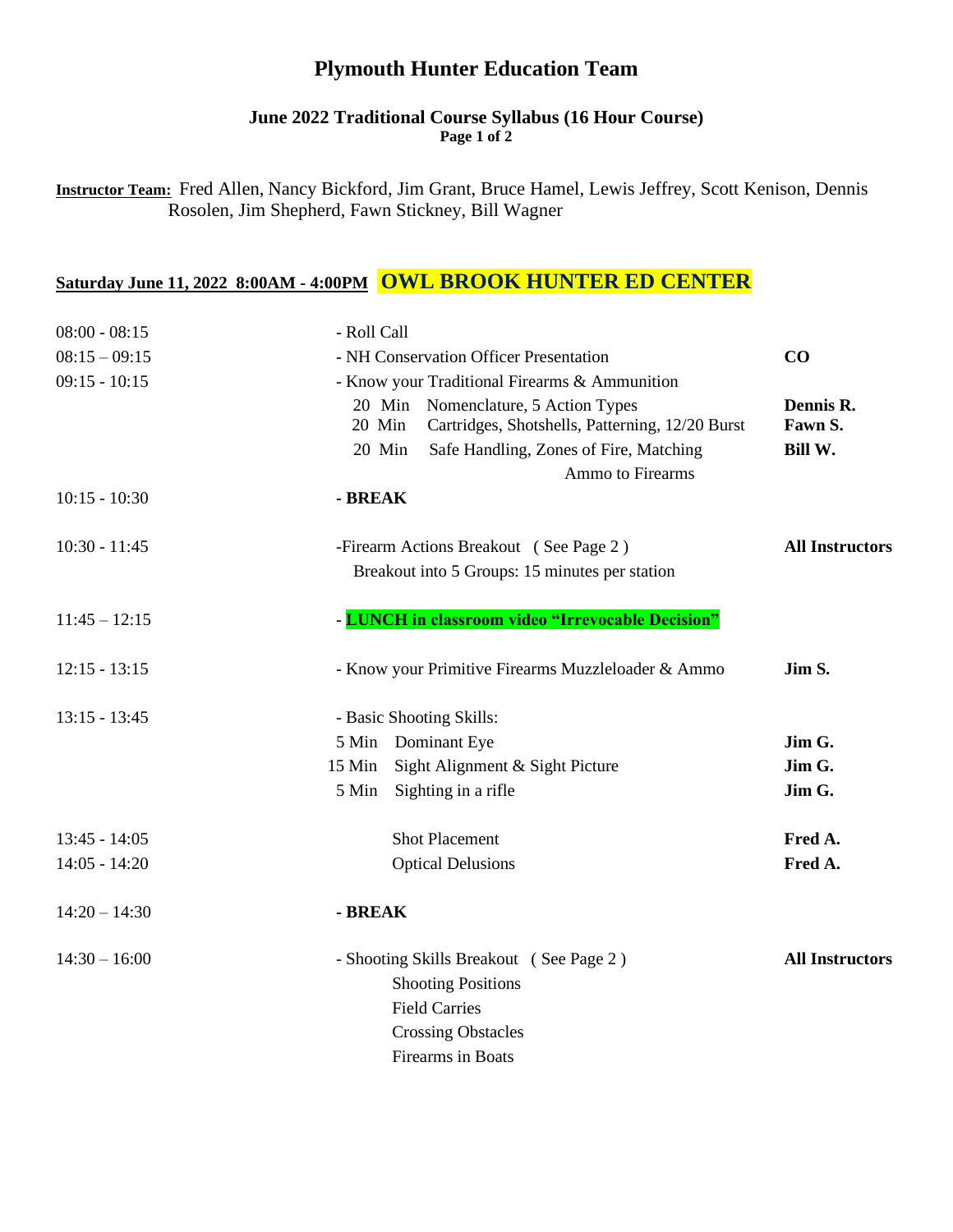# Plymouth Hunter Education Team

### June 2022 Traditional Course Syllabus (16 Hour Course)

**Instructor Team:** Fred Allen, Nancy Bickford, Jim Grant, Bruce Hamel, Lewis Jeffrey, Scott Kenison, Dennis Rosolen, Jim Shepherd, Fawn Stickney, Bill Wagner

## Saturday June 11, 2022 8:00AM - 4:00PM **OWL BROOK HUNTER ED CENTER**

| Time | Activity | Instructor |
|---|---|---|
| 08:00 - 08:15 | - Roll Call | |
| 08:15 – 09:15 | - NH Conservation Officer Presentation | **CO** |
| 09:15 - 10:15 | - Know your Traditional Firearms & Ammunition | |
| | 20 Min Nomenclature, 5 Action Types | **Dennis R.** |
| | 20 Min Cartridges, Shotshells, Patterning, 12/20 Burst | **Fawn S.** |
| | 20 Min Safe Handling, Zones of Fire, Matching Ammo to Firearms | **Bill W.** |
| 10:15 - 10:30 | **- BREAK** | |
| 10:30 - 11:45 | -Firearm Actions Breakout ( See Page 2 ) Breakout into 5 Groups: 15 minutes per station | **All Instructors** |
| 11:45 – 12:15 | - **LUNCH in classroom video "Irrevocable Decision"** | |
| 12:15 - 13:15 | - Know your Primitive Firearms Muzzleloader & Ammo | **Jim S.** |
| 13:15 - 13:45 | - Basic Shooting Skills: | |
| | 5 Min Dominant Eye | **Jim G.** |
| | 15 Min Sight Alignment & Sight Picture | **Jim G.** |
| | 5 Min Sighting in a rifle | **Jim G.** |
| 13:45 - 14:05 | Shot Placement | **Fred A.** |
| 14:05 - 14:20 | Optical Delusions | **Fred A.** |
| 14:20 – 14:30 | **- BREAK** | |
| 14:30 – 16:00 | - Shooting Skills Breakout ( See Page 2 ) Shooting Positions, Field Carries, Crossing Obstacles, Firearms in Boats | **All Instructors** |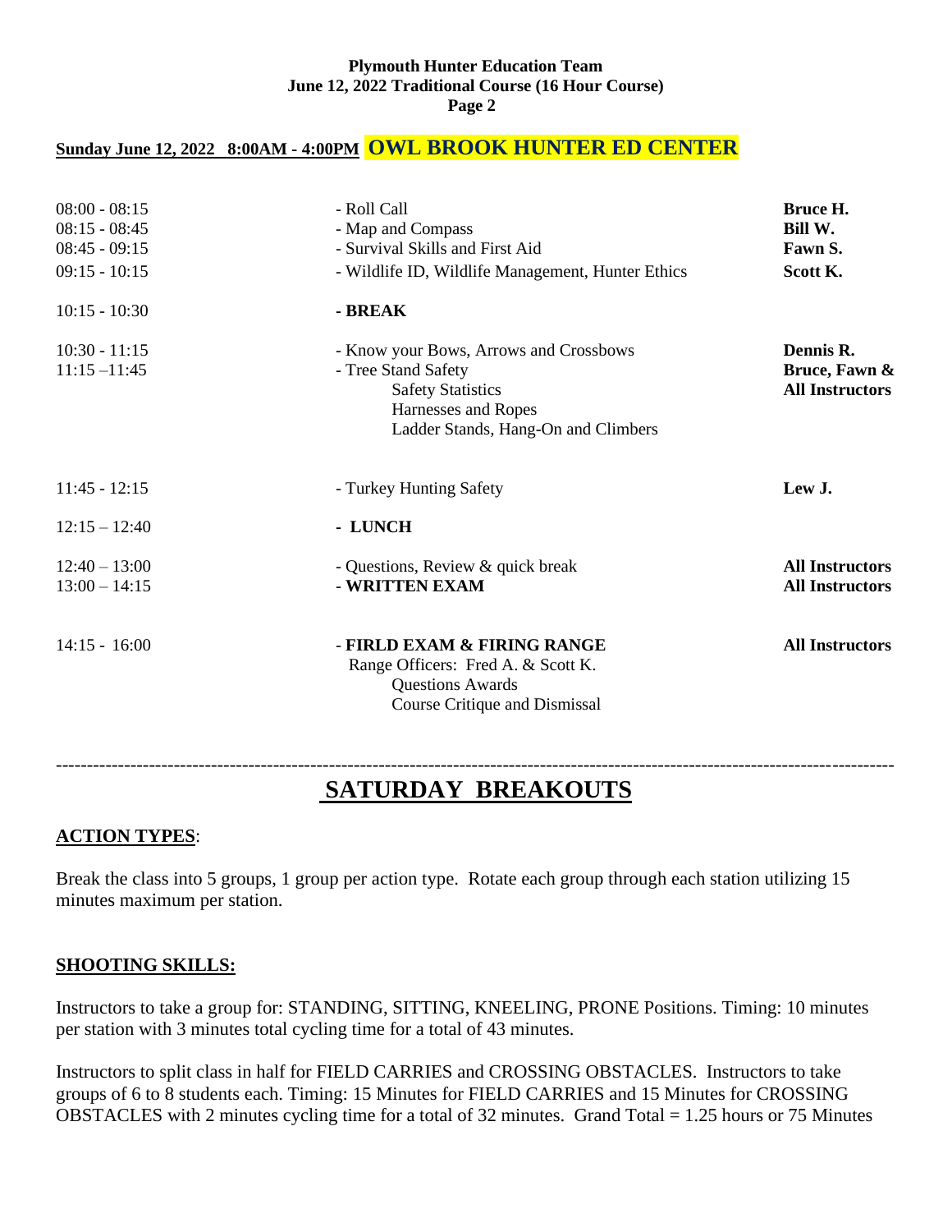**Plymouth Hunter Education Team**
**June 12, 2022 Traditional Course (16 Hour Course)**
**Page 2**

## Sunday June 12, 2022 8:00AM - 4:00PM **OWL BROOK HUNTER ED CENTER**

| | | |
|---|---|---|
| 08:00 - 08:15 | - Roll Call | **Bruce H.** |
| 08:15 - 08:45 | - Map and Compass | **Bill W.** |
| 08:45 - 09:15 | - Survival Skills and First Aid | **Fawn S.** |
| 09:15 - 10:15 | - Wildlife ID, Wildlife Management, Hunter Ethics | **Scott K.** |
| 10:15 - 10:30 | **- BREAK** | |
| 10:30 - 11:15 | - Know your Bows, Arrows and Crossbows | **Dennis R.** |
| 11:15 –11:45 | - Tree Stand Safety<br>Safety Statistics<br>Harnesses and Ropes<br>Ladder Stands, Hang-On and Climbers | **Bruce, Fawn & All Instructors** |
| 11:45 - 12:15 | - Turkey Hunting Safety | **Lew J.** |
| 12:15 – 12:40 | **- LUNCH** | |
| 12:40 – 13:00 | - Questions, Review & quick break | **All Instructors** |
| 13:00 – 14:15 | **- WRITTEN EXAM** | **All Instructors** |
| 14:15 - 16:00 | **- FIRLD EXAM & FIRING RANGE**<br>Range Officers: Fred A. & Scott K.<br>Questions Awards<br>Course Critique and Dismissal | **All Instructors** |

---

# SATURDAY BREAKOUTS

**ACTION TYPES**:

Break the class into 5 groups, 1 group per action type. Rotate each group through each station utilizing 15 minutes maximum per station.

**SHOOTING SKILLS:**

Instructors to take a group for: STANDING, SITTING, KNEELING, PRONE Positions. Timing: 10 minutes per station with 3 minutes total cycling time for a total of 43 minutes.

Instructors to split class in half for FIELD CARRIES and CROSSING OBSTACLES. Instructors to take groups of 6 to 8 students each. Timing: 15 Minutes for FIELD CARRIES and 15 Minutes for CROSSING OBSTACLES with 2 minutes cycling time for a total of 32 minutes. Grand Total = 1.25 hours or 75 Minutes